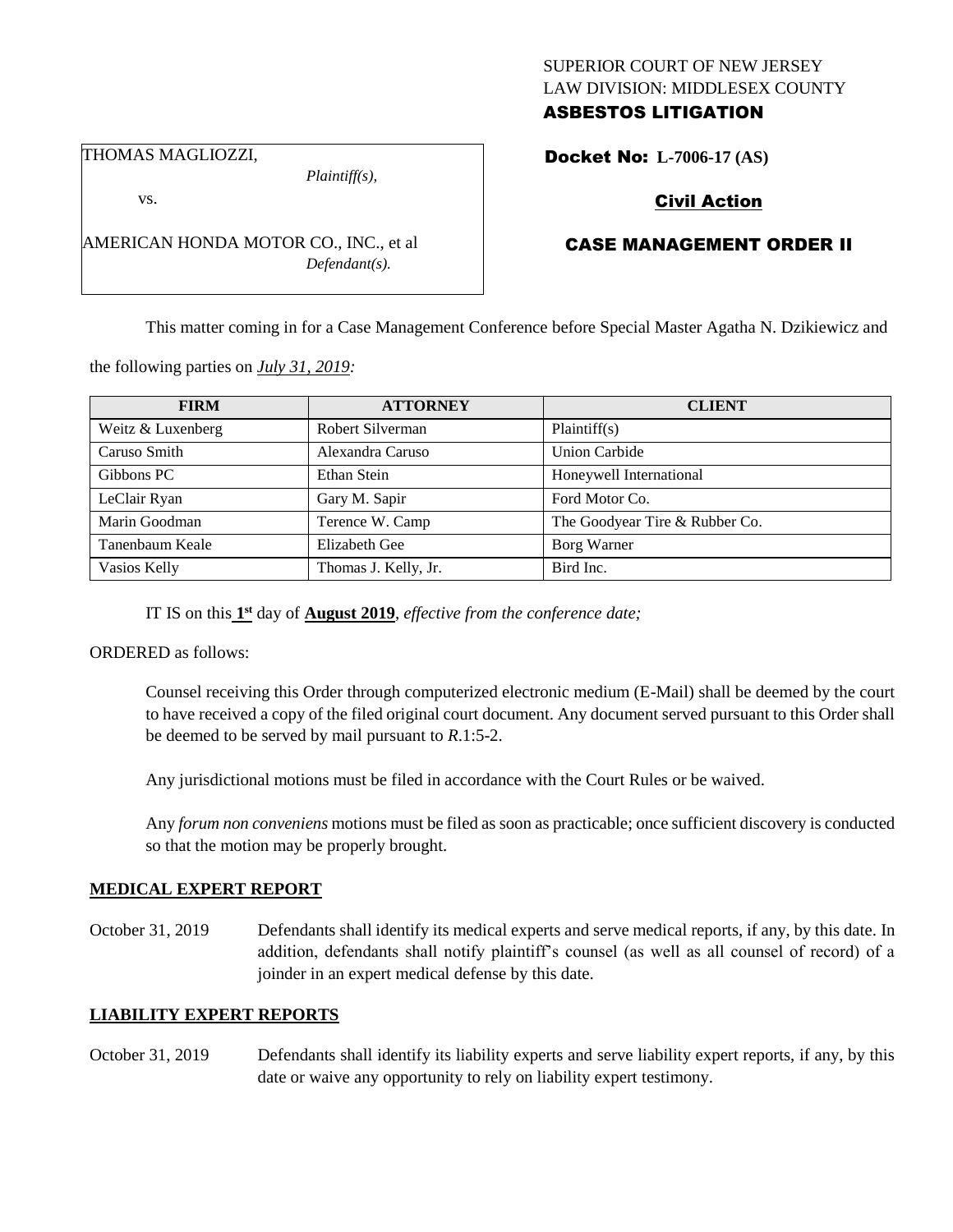SUPERIOR COURT OF NEW JERSEY
LAW DIVISION: MIDDLESEX COUNTY
**ASBESTOS LITIGATION**

THOMAS MAGLIOZZI,
*Plaintiff(s),*

vs.

AMERICAN HONDA MOTOR CO., INC., et al
*Defendant(s).*

**Docket No: L-7006-17 (AS)**

**Civil Action**

**CASE MANAGEMENT ORDER II**

This matter coming in for a Case Management Conference before Special Master Agatha N. Dzikiewicz and the following parties on ***July 31, 2019:***

| FIRM | ATTORNEY | CLIENT |
|---|---|---|
| Weitz & Luxenberg | Robert Silverman | Plaintiff(s) |
| Caruso Smith | Alexandra Caruso | Union Carbide |
| Gibbons PC | Ethan Stein | Honeywell International |
| LeClair Ryan | Gary M. Sapir | Ford Motor Co. |
| Marin Goodman | Terence W. Camp | The Goodyear Tire & Rubber Co. |
| Tanenbaum Keale | Elizabeth Gee | Borg Warner |
| Vasios Kelly | Thomas J. Kelly, Jr. | Bird Inc. |

IT IS on this **1st** day of **August 2019**, *effective from the conference date;*

ORDERED as follows:

Counsel receiving this Order through computerized electronic medium (E-Mail) shall be deemed by the court to have received a copy of the filed original court document. Any document served pursuant to this Order shall be deemed to be served by mail pursuant to *R*.1:5-2.

Any jurisdictional motions must be filed in accordance with the Court Rules or be waived.

Any *forum non conveniens* motions must be filed as soon as practicable; once sufficient discovery is conducted so that the motion may be properly brought.

**MEDICAL EXPERT REPORT**

October 31, 2019 Defendants shall identify its medical experts and serve medical reports, if any, by this date. In addition, defendants shall notify plaintiff's counsel (as well as all counsel of record) of a joinder in an expert medical defense by this date.

**LIABILITY EXPERT REPORTS**

October 31, 2019 Defendants shall identify its liability experts and serve liability expert reports, if any, by this date or waive any opportunity to rely on liability expert testimony.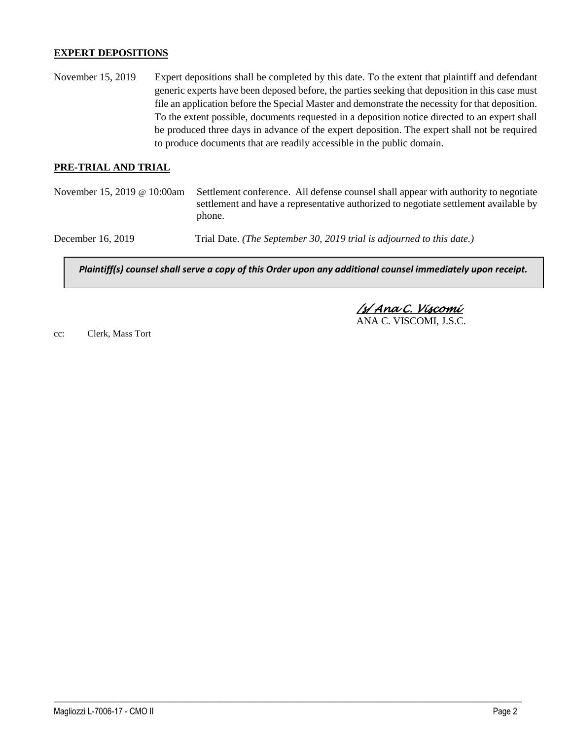**EXPERT DEPOSITIONS**

| | |
|---|---|
| November 15, 2019 | Expert depositions shall be completed by this date. To the extent that plaintiff and defendant generic experts have been deposed before, the parties seeking that deposition in this case must file an application before the Special Master and demonstrate the necessity for that deposition. To the extent possible, documents requested in a deposition notice directed to an expert shall be produced three days in advance of the expert deposition. The expert shall not be required to produce documents that are readily accessible in the public domain. |

**PRE-TRIAL AND TRIAL**

| | |
|---|---|
| November 15, 2019 @ 10:00am | Settlement conference. All defense counsel shall appear with authority to negotiate settlement and have a representative authorized to negotiate settlement available by phone. |
| December 16, 2019 | Trial Date. *(The September 30, 2019 trial is adjourned to this date.)* |

***Plaintiff(s) counsel shall serve a copy of this Order upon any additional counsel immediately upon receipt.***

*/s/ Ana C. Viscomi*
ANA C. VISCOMI, J.S.C.

cc: Clerk, Mass Tort